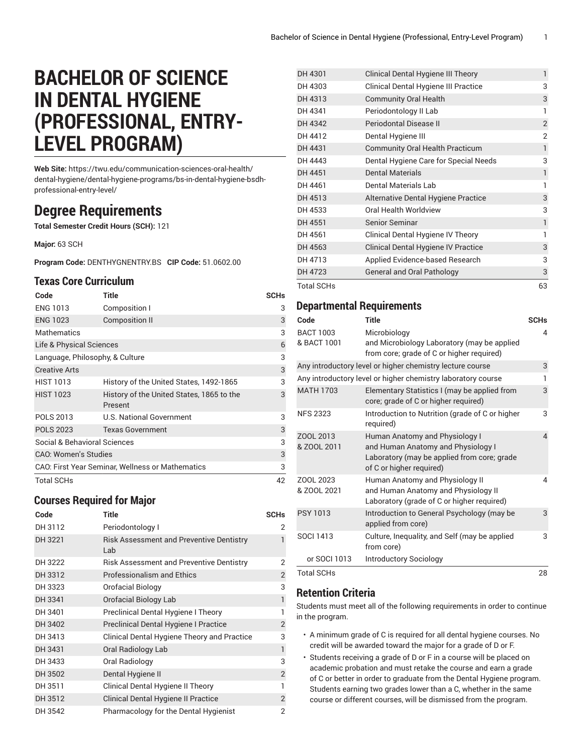# BACHELOR OF SCIENCE IN DENTAL HYGIENE (PROFESSIONAL, ENTRY-LEVEL PROGRAM)

**Web Site:** https://twu.edu/communication-sciences-oral-health/dental-hygiene/dental-hygiene-programs/bs-in-dental-hygiene-bsdh-professional-entry-level/

## Degree Requirements

**Total Semester Credit Hours (SCH):** 121

**Major:** 63 SCH

**Program Code:** DENTHYGNENTRY.BS **CIP Code:** 51.0602.00

### Texas Core Curriculum

| Code | Title | SCHs |
|---|---|---|
| ENG 1013 | Composition I | 3 |
| ENG 1023 | Composition II | 3 |
| Mathematics | | 3 |
| Life & Physical Sciences | | 6 |
| Language, Philosophy, & Culture | | 3 |
| Creative Arts | | 3 |
| HIST 1013 | History of the United States, 1492-1865 | 3 |
| HIST 1023 | History of the United States, 1865 to the Present | 3 |
| POLS 2013 | U.S. National Government | 3 |
| POLS 2023 | Texas Government | 3 |
| Social & Behavioral Sciences | | 3 |
| CAO: Women's Studies | | 3 |
| CAO: First Year Seminar, Wellness or Mathematics | | 3 |
| Total SCHs | | 42 |

### Courses Required for Major

| Code | Title | SCHs |
|---|---|---|
| DH 3112 | Periodontology I | 2 |
| DH 3221 | Risk Assessment and Preventive Dentistry Lab | 1 |
| DH 3222 | Risk Assessment and Preventive Dentistry | 2 |
| DH 3312 | Professionalism and Ethics | 2 |
| DH 3323 | Orofacial Biology | 3 |
| DH 3341 | Orofacial Biology Lab | 1 |
| DH 3401 | Preclinical Dental Hygiene I Theory | 1 |
| DH 3402 | Preclinical Dental Hygiene I Practice | 2 |
| DH 3413 | Clinical Dental Hygiene Theory and Practice | 3 |
| DH 3431 | Oral Radiology Lab | 1 |
| DH 3433 | Oral Radiology | 3 |
| DH 3502 | Dental Hygiene II | 2 |
| DH 3511 | Clinical Dental Hygiene II Theory | 1 |
| DH 3512 | Clinical Dental Hygiene II Practice | 2 |
| DH 3542 | Pharmacology for the Dental Hygienist | 2 |
| DH 4301 | Clinical Dental Hygiene III Theory | 1 |
| DH 4303 | Clinical Dental Hygiene III Practice | 3 |
| DH 4313 | Community Oral Health | 3 |
| DH 4341 | Periodontology II Lab | 1 |
| DH 4342 | Periodontal Disease II | 2 |
| DH 4412 | Dental Hygiene III | 2 |
| DH 4431 | Community Oral Health Practicum | 1 |
| DH 4443 | Dental Hygiene Care for Special Needs | 3 |
| DH 4451 | Dental Materials | 1 |
| DH 4461 | Dental Materials Lab | 1 |
| DH 4513 | Alternative Dental Hygiene Practice | 3 |
| DH 4533 | Oral Health Worldview | 3 |
| DH 4551 | Senior Seminar | 1 |
| DH 4561 | Clinical Dental Hygiene IV Theory | 1 |
| DH 4563 | Clinical Dental Hygiene IV Practice | 3 |
| DH 4713 | Applied Evidence-based Research | 3 |
| DH 4723 | General and Oral Pathology | 3 |
| Total SCHs | | 63 |

### Departmental Requirements

| Code | Title | SCHs |
|---|---|---|
| BACT 1003 & BACT 1001 | Microbiology and Microbiology Laboratory (may be applied from core; grade of C or higher required) | 4 |
| Any introductory level or higher chemistry lecture course | | 3 |
| Any introductory level or higher chemistry laboratory course | | 1 |
| MATH 1703 | Elementary Statistics I (may be applied from core; grade of C or higher required) | 3 |
| NFS 2323 | Introduction to Nutrition (grade of C or higher required) | 3 |
| ZOOL 2013 & ZOOL 2011 | Human Anatomy and Physiology I and Human Anatomy and Physiology I Laboratory (may be applied from core; grade of C or higher required) | 4 |
| ZOOL 2023 & ZOOL 2021 | Human Anatomy and Physiology II and Human Anatomy and Physiology II Laboratory (grade of C or higher required) | 4 |
| PSY 1013 | Introduction to General Psychology (may be applied from core) | 3 |
| SOCI 1413 | Culture, Inequality, and Self (may be applied from core) | 3 |
| or SOCI 1013 | Introductory Sociology | |
| Total SCHs | | 28 |

### Retention Criteria

Students must meet all of the following requirements in order to continue in the program.

- A minimum grade of C is required for all dental hygiene courses. No credit will be awarded toward the major for a grade of D or F.
- Students receiving a grade of D or F in a course will be placed on academic probation and must retake the course and earn a grade of C or better in order to graduate from the Dental Hygiene program. Students earning two grades lower than a C, whether in the same course or different courses, will be dismissed from the program.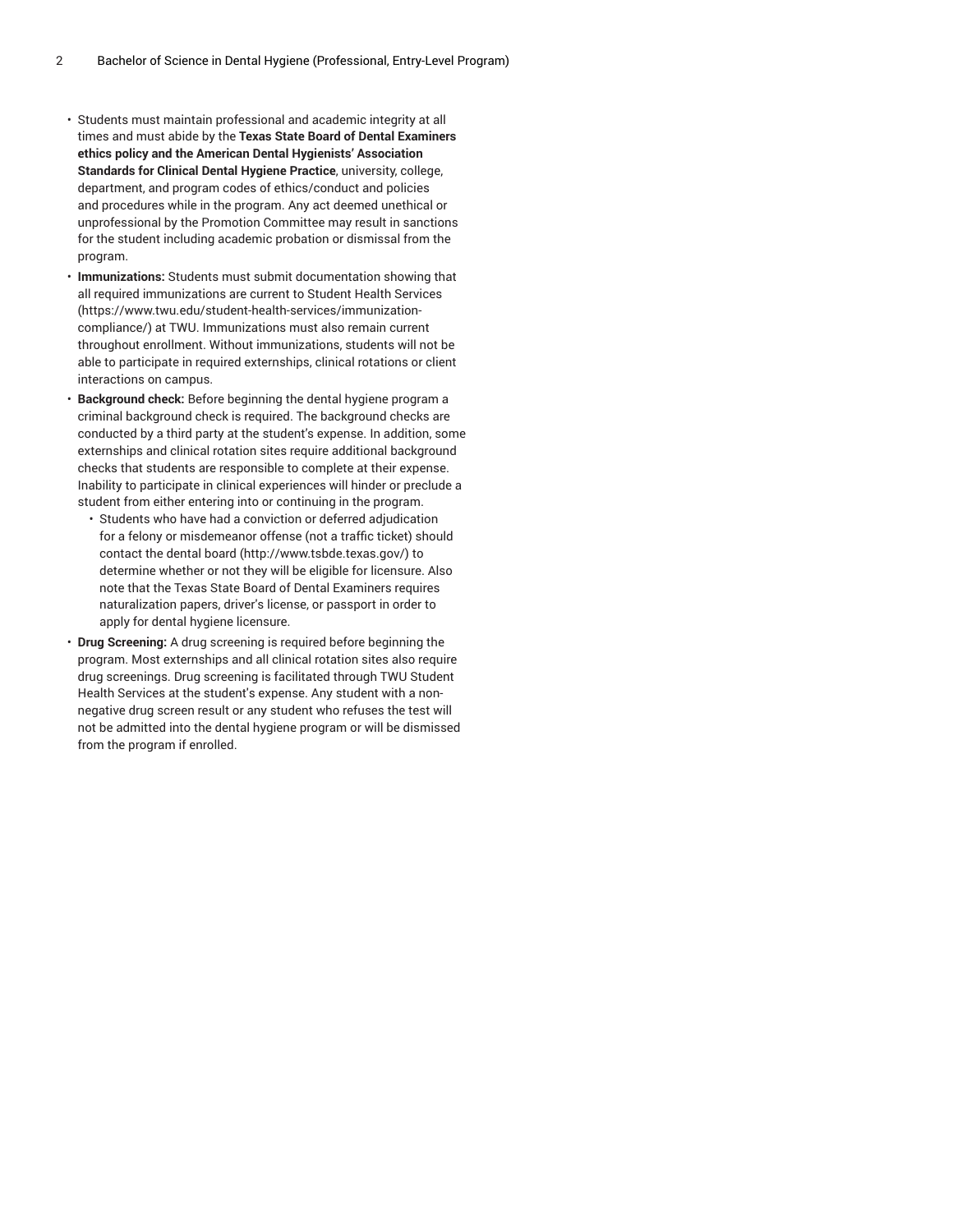- Students must maintain professional and academic integrity at all times and must abide by the **Texas State Board of Dental Examiners ethics policy and the American Dental Hygienists' Association Standards for Clinical Dental Hygiene Practice**, university, college, department, and program codes of ethics/conduct and policies and procedures while in the program. Any act deemed unethical or unprofessional by the Promotion Committee may result in sanctions for the student including academic probation or dismissal from the program.
- **Immunizations:** Students must submit documentation showing that all required immunizations are current to Student Health Services (https://www.twu.edu/student-health-services/immunization-compliance/) at TWU. Immunizations must also remain current throughout enrollment. Without immunizations, students will not be able to participate in required externships, clinical rotations or client interactions on campus.
- **Background check:** Before beginning the dental hygiene program a criminal background check is required. The background checks are conducted by a third party at the student's expense. In addition, some externships and clinical rotation sites require additional background checks that students are responsible to complete at their expense. Inability to participate in clinical experiences will hinder or preclude a student from either entering into or continuing in the program.
  - Students who have had a conviction or deferred adjudication for a felony or misdemeanor offense (not a traffic ticket) should contact the dental board (http://www.tsbde.texas.gov/) to determine whether or not they will be eligible for licensure. Also note that the Texas State Board of Dental Examiners requires naturalization papers, driver's license, or passport in order to apply for dental hygiene licensure.
- **Drug Screening:** A drug screening is required before beginning the program. Most externships and all clinical rotation sites also require drug screenings. Drug screening is facilitated through TWU Student Health Services at the student's expense. Any student with a non-negative drug screen result or any student who refuses the test will not be admitted into the dental hygiene program or will be dismissed from the program if enrolled.